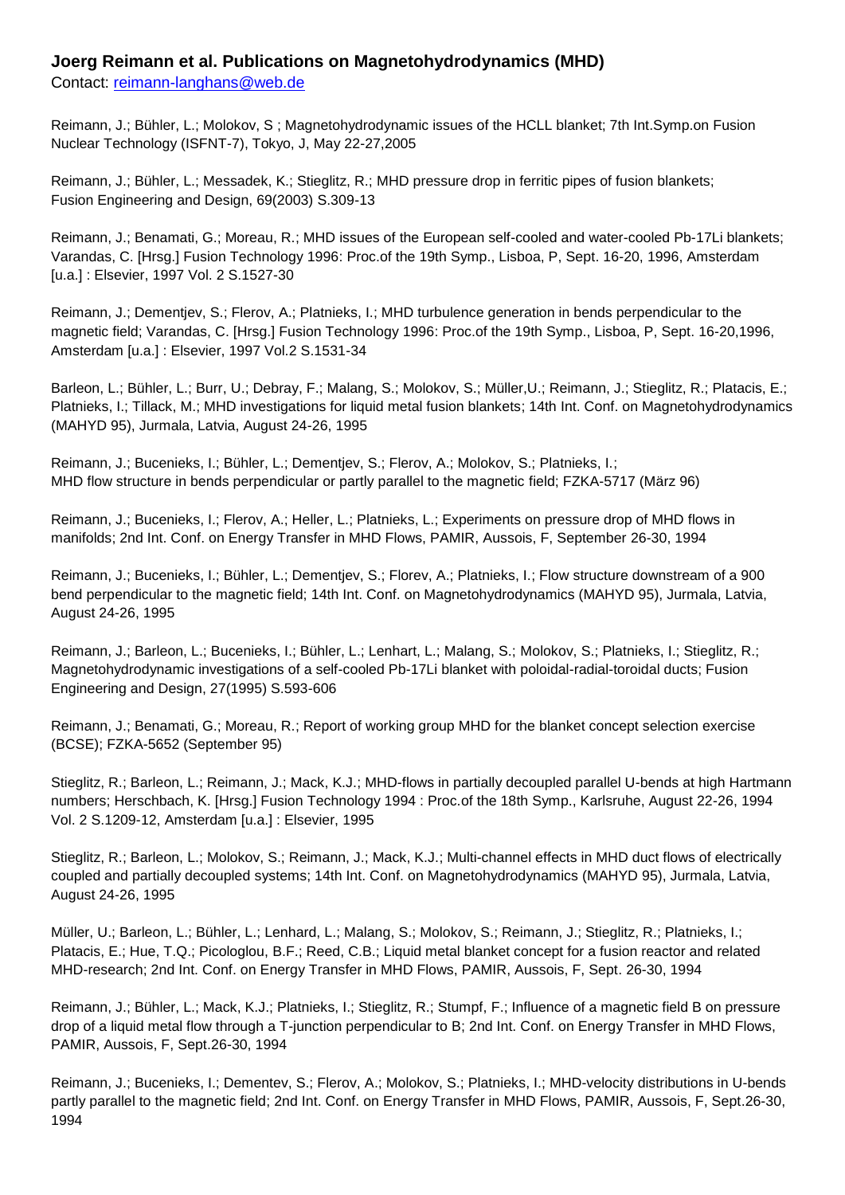# Joerg Reimann et al. Publications on Magnetohydrodynamics (MHD)

Contact: reimann-langhans@web.de

Reimann, J.; Bühler, L.; Molokov, S ; Magnetohydrodynamic issues of the HCLL blanket; 7th Int.Symp.on Fusion Nuclear Technology (ISFNT-7), Tokyo, J, May 22-27,2005

Reimann, J.; Bühler, L.; Messadek, K.; Stieglitz, R.; MHD pressure drop in ferritic pipes of fusion blankets; Fusion Engineering and Design, 69(2003) S.309-13

Reimann, J.; Benamati, G.; Moreau, R.; MHD issues of the European self-cooled and water-cooled Pb-17Li blankets; Varandas, C. [Hrsg.] Fusion Technology 1996: Proc.of the 19th Symp., Lisboa, P, Sept. 16-20, 1996, Amsterdam [u.a.] : Elsevier, 1997 Vol. 2 S.1527-30

Reimann, J.; Dementjev, S.; Flerov, A.; Platnieks, I.; MHD turbulence generation in bends perpendicular to the magnetic field; Varandas, C. [Hrsg.] Fusion Technology 1996: Proc.of the 19th Symp., Lisboa, P, Sept. 16-20,1996, Amsterdam [u.a.] : Elsevier, 1997 Vol.2 S.1531-34

Barleon, L.; Bühler, L.; Burr, U.; Debray, F.; Malang, S.; Molokov, S.; Müller,U.; Reimann, J.; Stieglitz, R.; Platacis, E.; Platnieks, I.; Tillack, M.; MHD investigations for liquid metal fusion blankets; 14th Int. Conf. on Magnetohydrodynamics (MAHYD 95), Jurmala, Latvia, August 24-26, 1995

Reimann, J.; Bucenieks, I.; Bühler, L.; Dementjev, S.; Flerov, A.; Molokov, S.; Platnieks, I.; MHD flow structure in bends perpendicular or partly parallel to the magnetic field; FZKA-5717 (März 96)

Reimann, J.; Bucenieks, I.; Flerov, A.; Heller, L.; Platnieks, L.; Experiments on pressure drop of MHD flows in manifolds; 2nd Int. Conf. on Energy Transfer in MHD Flows, PAMIR, Aussois, F, September 26-30, 1994

Reimann, J.; Bucenieks, I.; Bühler, L.; Dementjev, S.; Florev, A.; Platnieks, I.; Flow structure downstream of a 900 bend perpendicular to the magnetic field; 14th Int. Conf. on Magnetohydrodynamics (MAHYD 95), Jurmala, Latvia, August 24-26, 1995

Reimann, J.; Barleon, L.; Bucenieks, I.; Bühler, L.; Lenhart, L.; Malang, S.; Molokov, S.; Platnieks, I.; Stieglitz, R.; Magnetohydrodynamic investigations of a self-cooled Pb-17Li blanket with poloidal-radial-toroidal ducts; Fusion Engineering and Design, 27(1995) S.593-606

Reimann, J.; Benamati, G.; Moreau, R.; Report of working group MHD for the blanket concept selection exercise (BCSE); FZKA-5652 (September 95)

Stieglitz, R.; Barleon, L.; Reimann, J.; Mack, K.J.; MHD-flows in partially decoupled parallel U-bends at high Hartmann numbers; Herschbach, K. [Hrsg.] Fusion Technology 1994 : Proc.of the 18th Symp., Karlsruhe, August 22-26, 1994 Vol. 2 S.1209-12, Amsterdam [u.a.] : Elsevier, 1995

Stieglitz, R.; Barleon, L.; Molokov, S.; Reimann, J.; Mack, K.J.; Multi-channel effects in MHD duct flows of electrically coupled and partially decoupled systems; 14th Int. Conf. on Magnetohydrodynamics (MAHYD 95), Jurmala, Latvia, August 24-26, 1995

Müller, U.; Barleon, L.; Bühler, L.; Lenhard, L.; Malang, S.; Molokov, S.; Reimann, J.; Stieglitz, R.; Platnieks, I.; Platacis, E.; Hue, T.Q.; Picologlou, B.F.; Reed, C.B.; Liquid metal blanket concept for a fusion reactor and related MHD-research; 2nd Int. Conf. on Energy Transfer in MHD Flows, PAMIR, Aussois, F, Sept. 26-30, 1994

Reimann, J.; Bühler, L.; Mack, K.J.; Platnieks, I.; Stieglitz, R.; Stumpf, F.; Influence of a magnetic field B on pressure drop of a liquid metal flow through a T-junction perpendicular to B; 2nd Int. Conf. on Energy Transfer in MHD Flows, PAMIR, Aussois, F, Sept.26-30, 1994

Reimann, J.; Bucenieks, I.; Dementev, S.; Flerov, A.; Molokov, S.; Platnieks, I.; MHD-velocity distributions in U-bends partly parallel to the magnetic field; 2nd Int. Conf. on Energy Transfer in MHD Flows, PAMIR, Aussois, F, Sept.26-30, 1994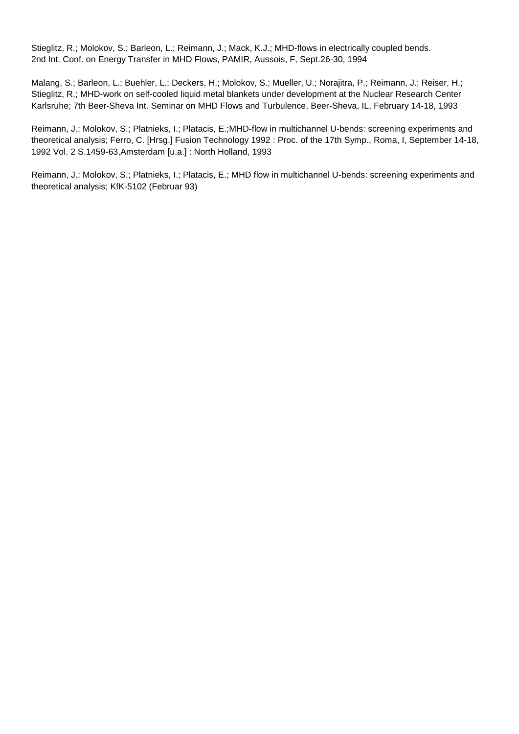Stieglitz, R.; Molokov, S.; Barleon, L.; Reimann, J.; Mack, K.J.; MHD-flows in electrically coupled bends. 2nd Int. Conf. on Energy Transfer in MHD Flows, PAMIR, Aussois, F, Sept.26-30, 1994

Malang, S.; Barleon, L.; Buehler, L.; Deckers, H.; Molokov, S.; Mueller, U.; Norajitra, P.; Reimann, J.; Reiser, H.; Stieglitz, R.; MHD-work on self-cooled liquid metal blankets under development at the Nuclear Research Center Karlsruhe; 7th Beer-Sheva Int. Seminar on MHD Flows and Turbulence, Beer-Sheva, IL, February 14-18, 1993

Reimann, J.; Molokov, S.; Platnieks, I.; Platacis, E.;MHD-flow in multichannel U-bends: screening experiments and theoretical analysis; Ferro, C. [Hrsg.] Fusion Technology 1992 : Proc. of the 17th Symp., Roma, I, September 14-18, 1992 Vol. 2 S.1459-63,Amsterdam [u.a.] : North Holland, 1993

Reimann, J.; Molokov, S.; Platnieks, I.; Platacis, E.; MHD flow in multichannel U-bends: screening experiments and theoretical analysis; KfK-5102 (Februar 93)